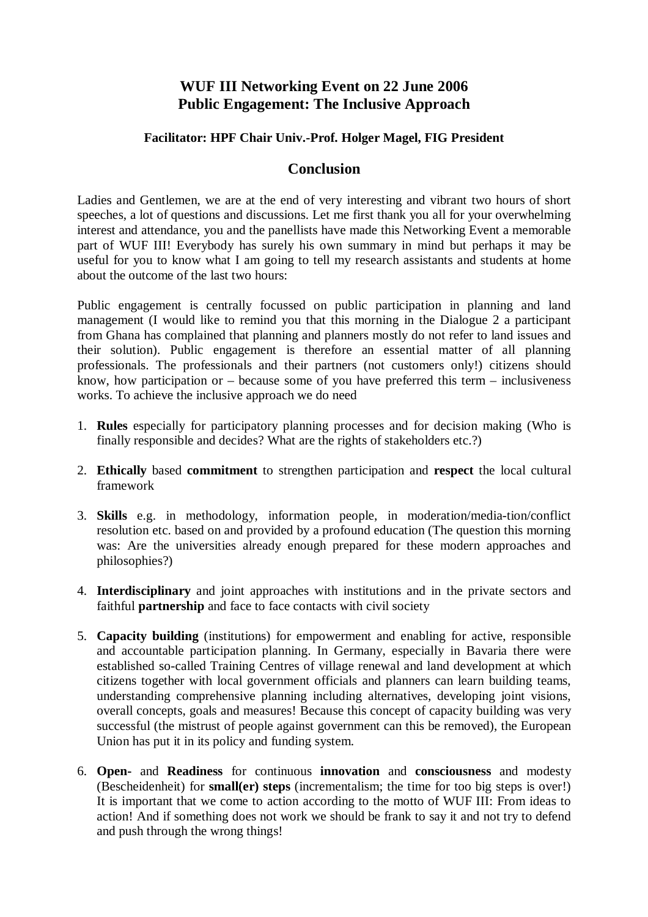# WUF III Networking Event on 22 June 2006
# Public Engagement: The Inclusive Approach

**Facilitator: HPF Chair Univ.-Prof. Holger Magel, FIG President**

## Conclusion

Ladies and Gentlemen, we are at the end of very interesting and vibrant two hours of short speeches, a lot of questions and discussions. Let me first thank you all for your overwhelming interest and attendance, you and the panellists have made this Networking Event a memorable part of WUF III! Everybody has surely his own summary in mind but perhaps it may be useful for you to know what I am going to tell my research assistants and students at home about the outcome of the last two hours:

Public engagement is centrally focussed on public participation in planning and land management (I would like to remind you that this morning in the Dialogue 2 a participant from Ghana has complained that planning and planners mostly do not refer to land issues and their solution). Public engagement is therefore an essential matter of all planning professionals. The professionals and their partners (not customers only!) citizens should know, how participation or – because some of you have preferred this term – inclusiveness works. To achieve the inclusive approach we do need

1. **Rules** especially for participatory planning processes and for decision making (Who is finally responsible and decides? What are the rights of stakeholders etc.?)

2. **Ethically** based **commitment** to strengthen participation and **respect** the local cultural framework

3. **Skills** e.g. in methodology, information people, in moderation/media-tion/conflict resolution etc. based on and provided by a profound education (The question this morning was: Are the universities already enough prepared for these modern approaches and philosophies?)

4. **Interdisciplinary** and joint approaches with institutions and in the private sectors and faithful **partnership** and face to face contacts with civil society

5. **Capacity building** (institutions) for empowerment and enabling for active, responsible and accountable participation planning. In Germany, especially in Bavaria there were established so-called Training Centres of village renewal and land development at which citizens together with local government officials and planners can learn building teams, understanding comprehensive planning including alternatives, developing joint visions, overall concepts, goals and measures! Because this concept of capacity building was very successful (the mistrust of people against government can this be removed), the European Union has put it in its policy and funding system.

6. **Open-** and **Readiness** for continuous **innovation** and **consciousness** and modesty (Bescheidenheit) for **small(er) steps** (incrementalism; the time for too big steps is over!) It is important that we come to action according to the motto of WUF III: From ideas to action! And if something does not work we should be frank to say it and not try to defend and push through the wrong things!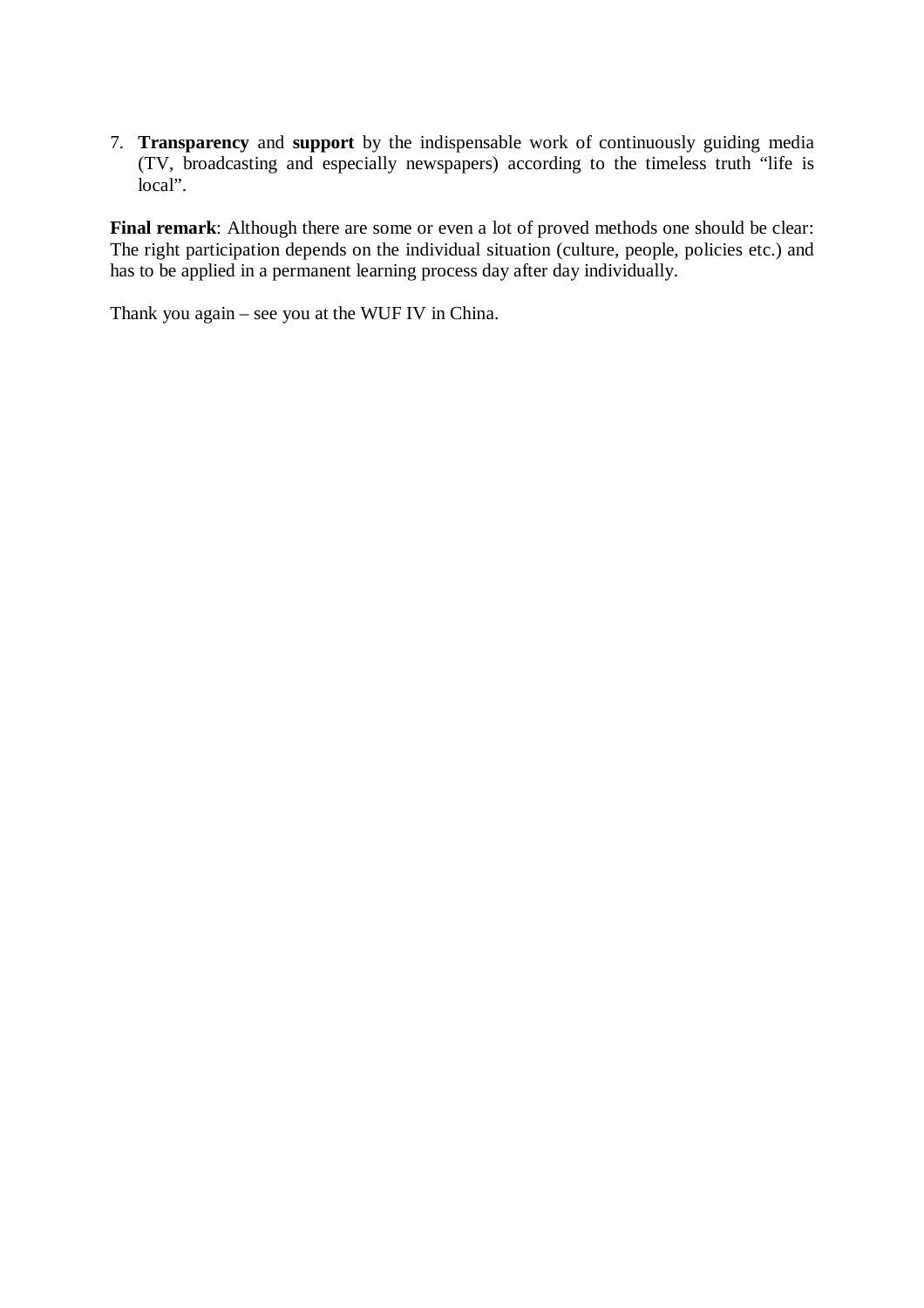7. **Transparency** and **support** by the indispensable work of continuously guiding media (TV, broadcasting and especially newspapers) according to the timeless truth "life is local".

**Final remark**: Although there are some or even a lot of proved methods one should be clear: The right participation depends on the individual situation (culture, people, policies etc.) and has to be applied in a permanent learning process day after day individually.

Thank you again – see you at the WUF IV in China.